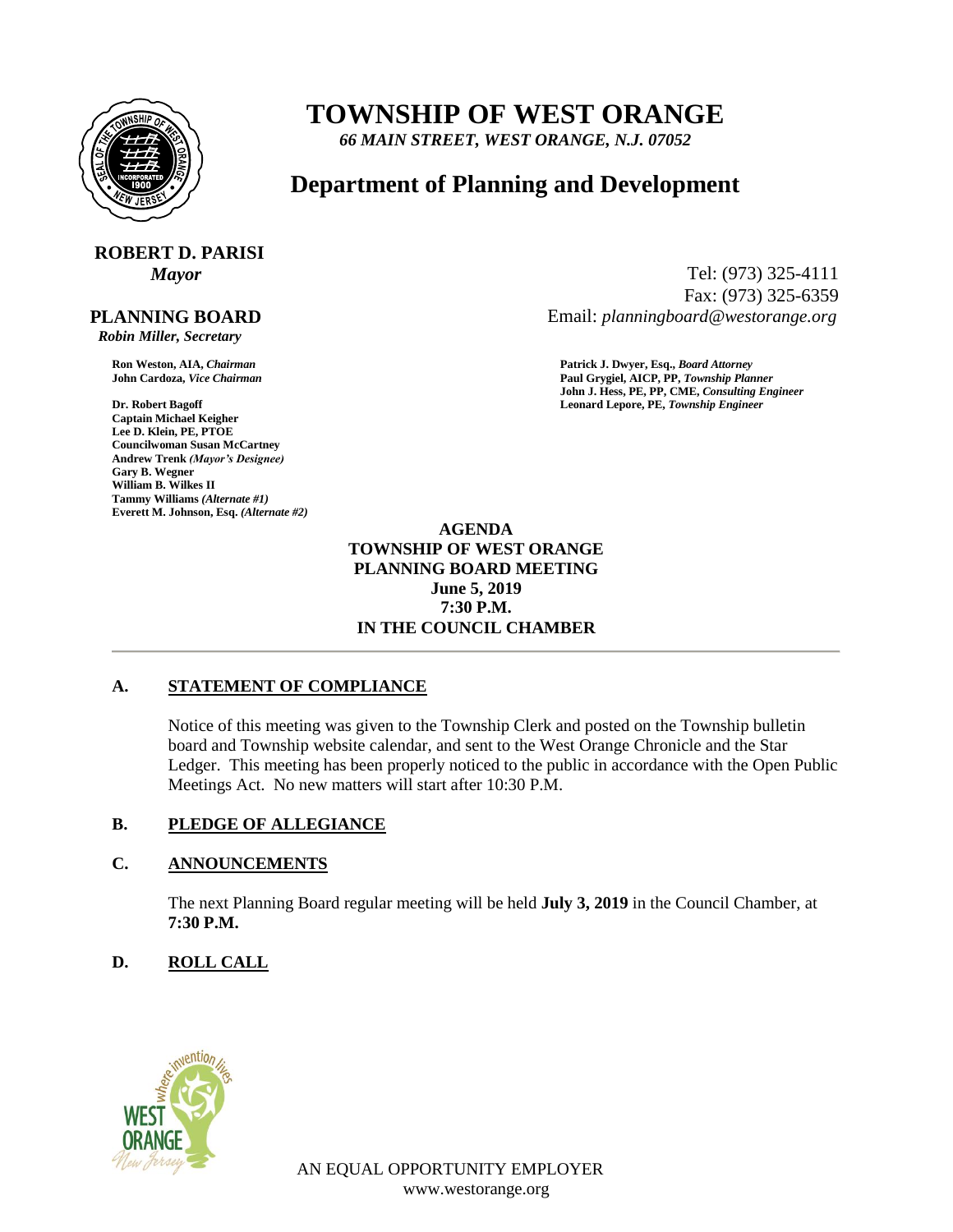# TOWNSHIP OF WEST ORANGE

*66 MAIN STREET, WEST ORANGE, N.J. 07052*

## Department of Planning and Development

**ROBERT D. PARISI**
***Mayor***

Tel: (973) 325-4111
Fax: (973) 325-6359
Email: *planningboard@westorange.org*

**PLANNING BOARD**
*Robin Miller, Secretary*

**Ron Weston, AIA,** ***Chairman***
**John Cardoza,** ***Vice Chairman***

**Dr. Robert Bagoff**
**Captain Michael Keigher**
**Lee D. Klein, PE, PTOE**
**Councilwoman Susan McCartney**
**Andrew Trenk** ***(Mayor's Designee)***
**Gary B. Wegner**
**William B. Wilkes II**
**Tammy Williams** ***(Alternate #1)***
**Everett M. Johnson, Esq.** ***(Alternate #2)***

**Patrick J. Dwyer, Esq.,** ***Board Attorney***
**Paul Grygiel, AICP, PP,** ***Township Planner***
**John J. Hess, PE, PP, CME,** ***Consulting Engineer***
**Leonard Lepore, PE,** ***Township Engineer***

**AGENDA**
**TOWNSHIP OF WEST ORANGE**
**PLANNING BOARD MEETING**
**June 5, 2019**
**7:30 P.M.**
**IN THE COUNCIL CHAMBER**

---

**A. STATEMENT OF COMPLIANCE**

Notice of this meeting was given to the Township Clerk and posted on the Township bulletin board and Township website calendar, and sent to the West Orange Chronicle and the Star Ledger. This meeting has been properly noticed to the public in accordance with the Open Public Meetings Act. No new matters will start after 10:30 P.M.

**B. PLEDGE OF ALLEGIANCE**

**C. ANNOUNCEMENTS**

The next Planning Board regular meeting will be held **July 3, 2019** in the Council Chamber, at **7:30 P.M.**

**D. ROLL CALL**

AN EQUAL OPPORTUNITY EMPLOYER
www.westorange.org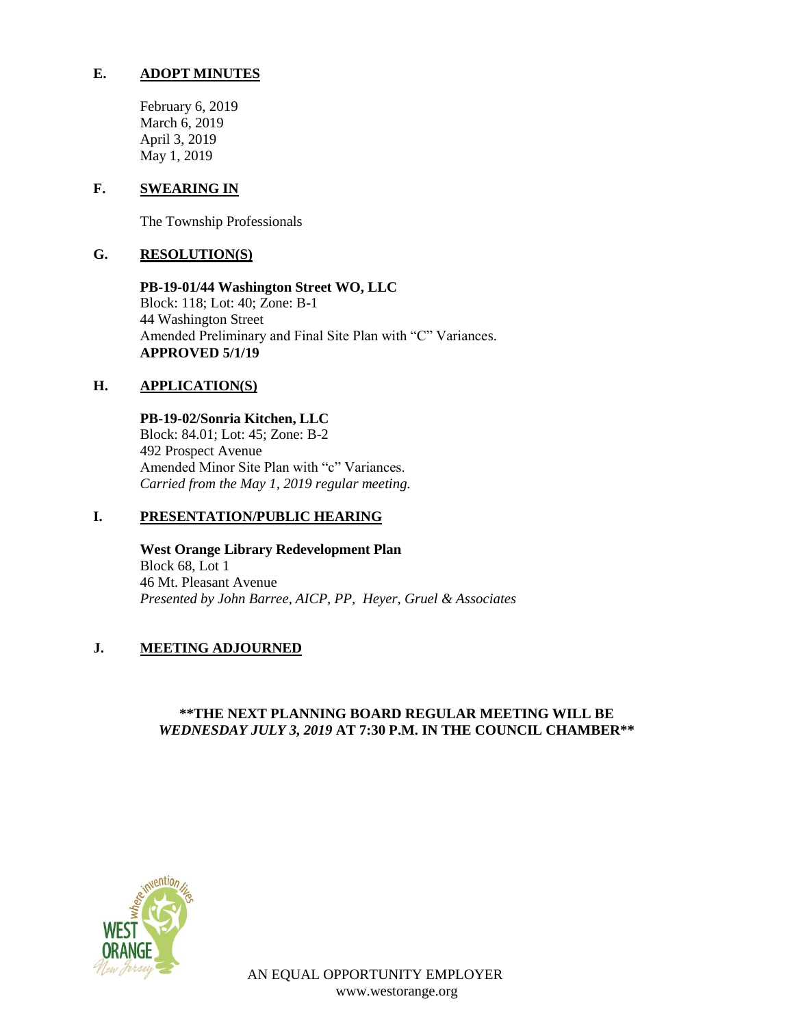**E. ADOPT MINUTES**

February 6, 2019
March 6, 2019
April 3, 2019
May 1, 2019

**F. SWEARING IN**

The Township Professionals

**G. RESOLUTION(S)**

**PB-19-01/44 Washington Street WO, LLC**
Block: 118; Lot: 40; Zone: B-1
44 Washington Street
Amended Preliminary and Final Site Plan with "C" Variances.
**APPROVED 5/1/19**

**H. APPLICATION(S)**

**PB-19-02/Sonria Kitchen, LLC**
Block: 84.01; Lot: 45; Zone: B-2
492 Prospect Avenue
Amended Minor Site Plan with "c" Variances.
*Carried from the May 1, 2019 regular meeting.*

**I. PRESENTATION/PUBLIC HEARING**

**West Orange Library Redevelopment Plan**
Block 68, Lot 1
46 Mt. Pleasant Avenue
*Presented by John Barree, AICP, PP, Heyer, Gruel & Associates*

**J. MEETING ADJOURNED**

**\*\*THE NEXT PLANNING BOARD REGULAR MEETING WILL BE *WEDNESDAY JULY 3, 2019* AT 7:30 P.M. IN THE COUNCIL CHAMBER\*\***

AN EQUAL OPPORTUNITY EMPLOYER
www.westorange.org